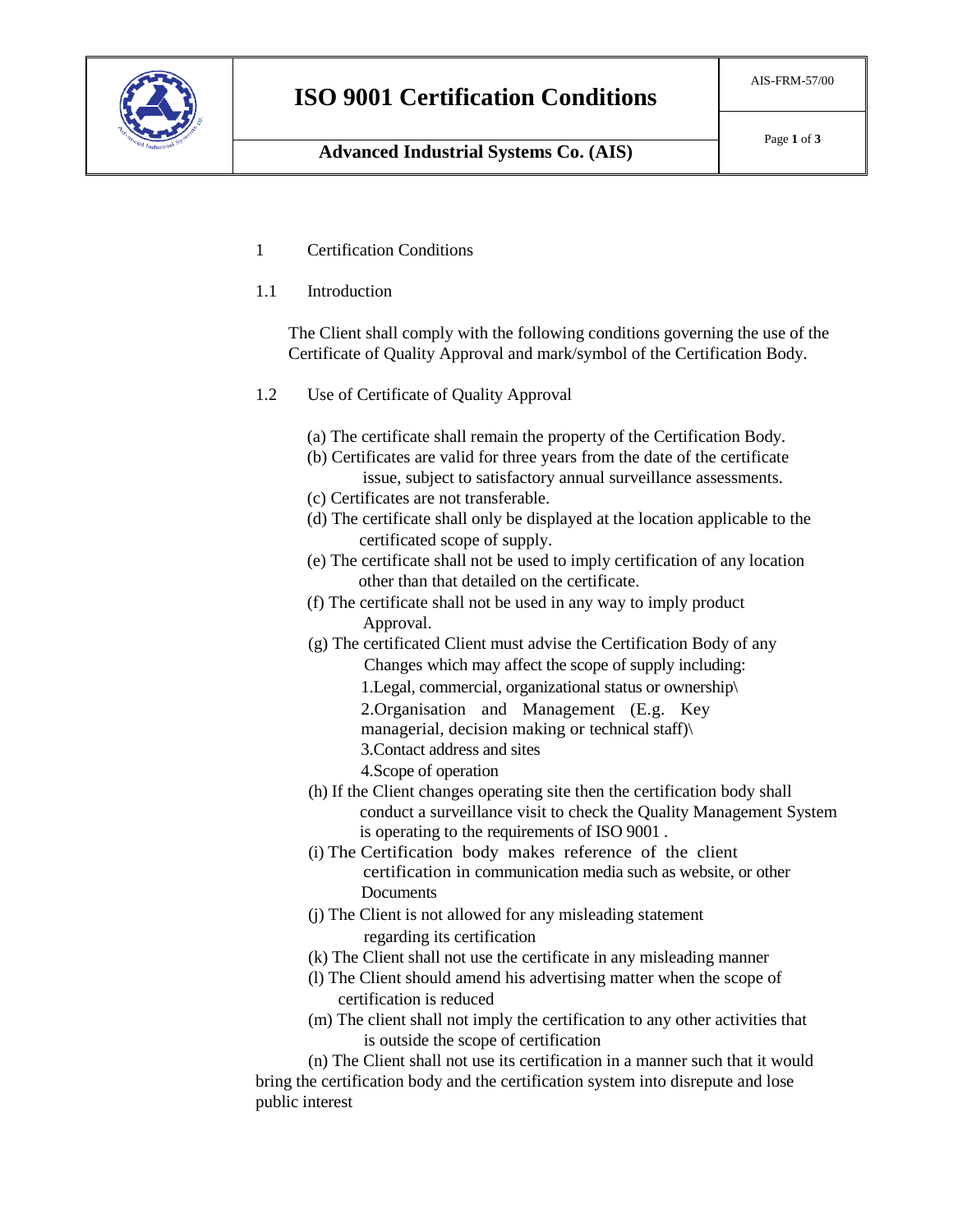# ISO 9001 Certification Conditions

## Advanced Industrial Systems Co. (AIS)

AIS-FRM-57/00

1 Certification Conditions

1.1 Introduction

The Client shall comply with the following conditions governing the use of the Certificate of Quality Approval and mark/symbol of the Certification Body.

1.2 Use of Certificate of Quality Approval

(a) The certificate shall remain the property of the Certification Body.

(b) Certificates are valid for three years from the date of the certificate issue, subject to satisfactory annual surveillance assessments.

(c) Certificates are not transferable.

(d) The certificate shall only be displayed at the location applicable to the certificated scope of supply.

(e) The certificate shall not be used to imply certification of any location other than that detailed on the certificate.

(f) The certificate shall not be used in any way to imply product Approval.

(g) The certificated Client must advise the Certification Body of any Changes which may affect the scope of supply including:

1.Legal, commercial, organizational status or ownership\
2.Organisation and Management (E.g. Key managerial, decision making or technical staff)\
3.Contact address and sites
4.Scope of operation

(h) If the Client changes operating site then the certification body shall conduct a surveillance visit to check the Quality Management System is operating to the requirements of ISO 9001 .

(i) The Certification body makes reference of the client certification in communication media such as website, or other Documents

(j) The Client is not allowed for any misleading statement regarding its certification

(k) The Client shall not use the certificate in any misleading manner

(l) The Client should amend his advertising matter when the scope of certification is reduced

(m) The client shall not imply the certification to any other activities that is outside the scope of certification

(n) The Client shall not use its certification in a manner such that it would bring the certification body and the certification system into disrepute and lose public interest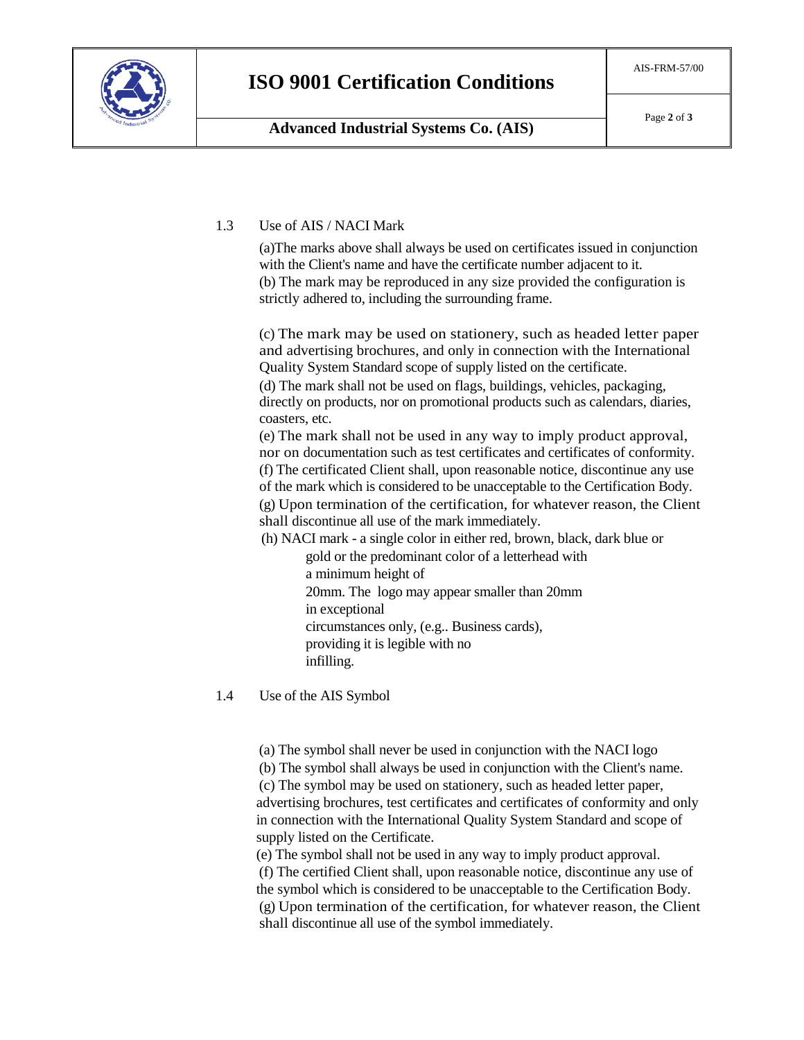1.3 Use of AIS / NACI Mark

(a)The marks above shall always be used on certificates issued in conjunction with the Client's name and have the certificate number adjacent to it.
(b) The mark may be reproduced in any size provided the configuration is strictly adhered to, including the surrounding frame.

(c) The mark may be used on stationery, such as headed letter paper and advertising brochures, and only in connection with the International Quality System Standard scope of supply listed on the certificate.
(d) The mark shall not be used on flags, buildings, vehicles, packaging, directly on products, nor on promotional products such as calendars, diaries, coasters, etc.
(e) The mark shall not be used in any way to imply product approval, nor on documentation such as test certificates and certificates of conformity.
(f) The certificated Client shall, upon reasonable notice, discontinue any use of the mark which is considered to be unacceptable to the Certification Body.
(g) Upon termination of the certification, for whatever reason, the Client shall discontinue all use of the mark immediately.
(h) NACI mark - a single color in either red, brown, black, dark blue or gold or the predominant color of a letterhead with a minimum height of 20mm. The logo may appear smaller than 20mm in exceptional circumstances only, (e.g.. Business cards), providing it is legible with no infilling.

1.4 Use of the AIS Symbol

(a) The symbol shall never be used in conjunction with the NACI logo
(b) The symbol shall always be used in conjunction with the Client's name.
(c) The symbol may be used on stationery, such as headed letter paper, advertising brochures, test certificates and certificates of conformity and only in connection with the International Quality System Standard and scope of supply listed on the Certificate.
(e) The symbol shall not be used in any way to imply product approval.
(f) The certified Client shall, upon reasonable notice, discontinue any use of the symbol which is considered to be unacceptable to the Certification Body.
(g) Upon termination of the certification, for whatever reason, the Client shall discontinue all use of the symbol immediately.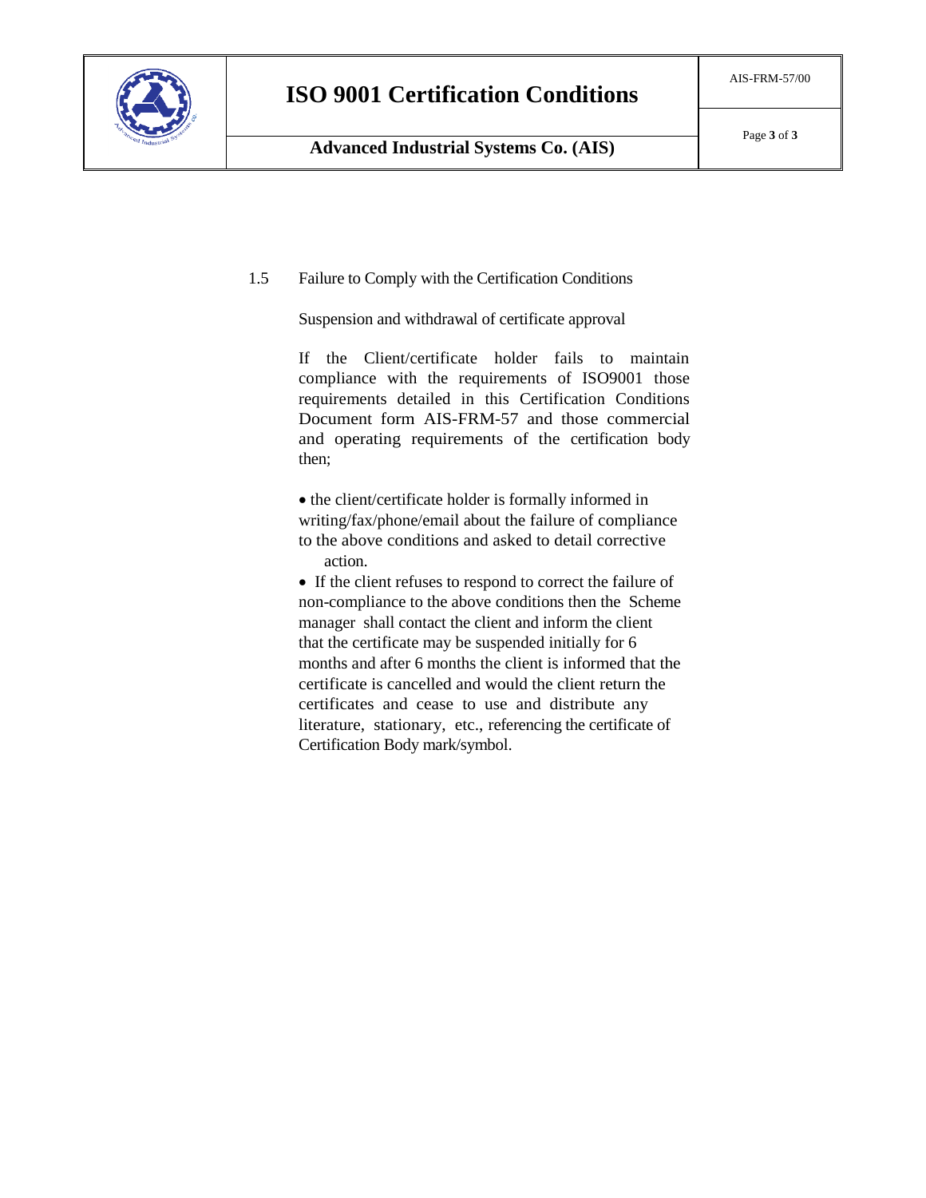1.5 Failure to Comply with the Certification Conditions

Suspension and withdrawal of certificate approval

If the Client/certificate holder fails to maintain compliance with the requirements of ISO9001 those requirements detailed in this Certification Conditions Document form AIS-FRM-57 and those commercial and operating requirements of the certification body then;

- the client/certificate holder is formally informed in writing/fax/phone/email about the failure of compliance to the above conditions and asked to detail corrective action.
- If the client refuses to respond to correct the failure of non-compliance to the above conditions then the Scheme manager shall contact the client and inform the client that the certificate may be suspended initially for 6 months and after 6 months the client is informed that the certificate is cancelled and would the client return the certificates and cease to use and distribute any literature, stationary, etc., referencing the certificate of Certification Body mark/symbol.